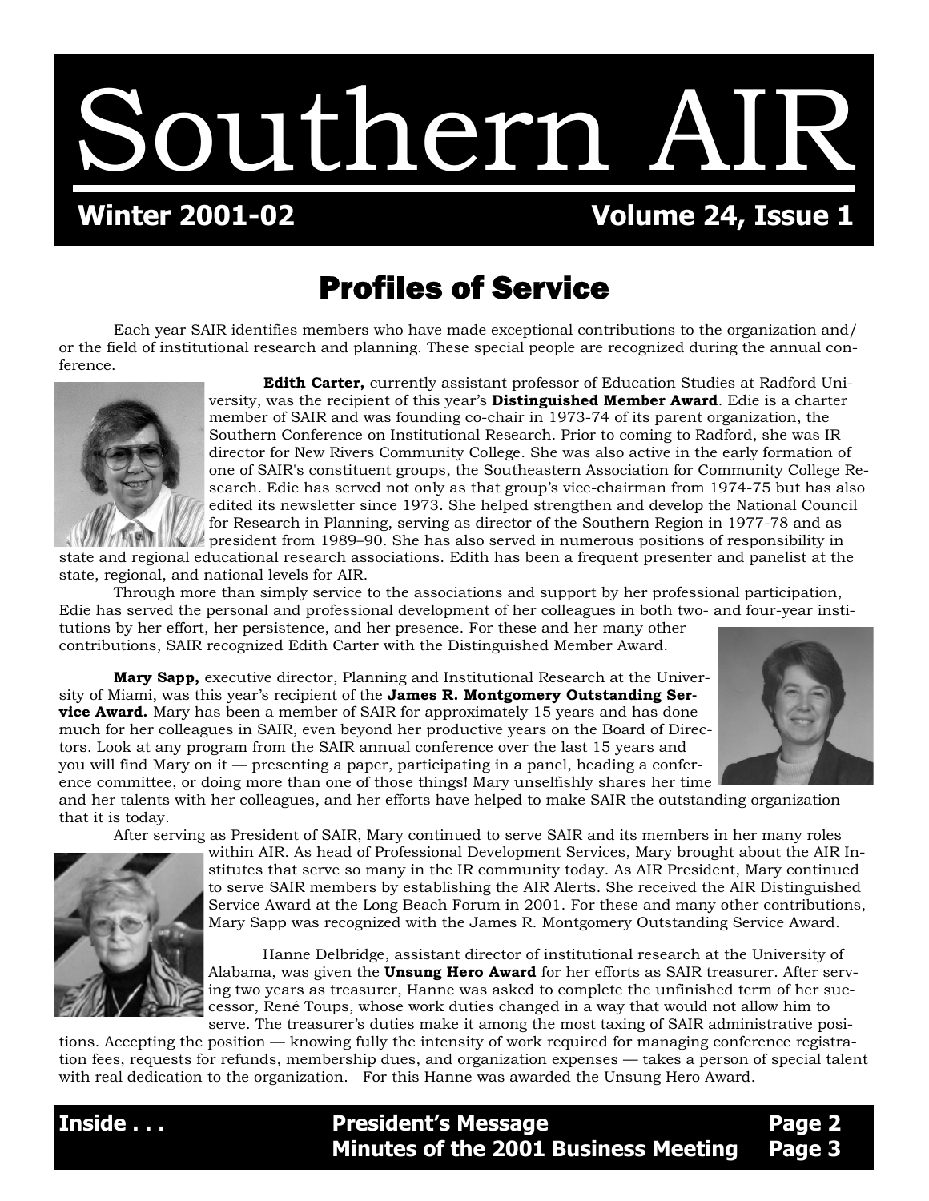# Southern AIR

**Winter 2001-02** **Volume 24, Issue 1**

## Profiles of Service

Each year SAIR identifies members who have made exceptional contributions to the organization and/or the field of institutional research and planning. These special people are recognized during the annual conference.

**Edith Carter,** currently assistant professor of Education Studies at Radford University, was the recipient of this year's **Distinguished Member Award**. Edie is a charter member of SAIR and was founding co-chair in 1973-74 of its parent organization, the Southern Conference on Institutional Research. Prior to coming to Radford, she was IR director for New Rivers Community College. She was also active in the early formation of one of SAIR's constituent groups, the Southeastern Association for Community College Research. Edie has served not only as that group's vice-chairman from 1974-75 but has also edited its newsletter since 1973. She helped strengthen and develop the National Council for Research in Planning, serving as director of the Southern Region in 1977-78 and as president from 1989–90. She has also served in numerous positions of responsibility in state and regional educational research associations. Edith has been a frequent presenter and panelist at the state, regional, and national levels for AIR.

Through more than simply service to the associations and support by her professional participation, Edie has served the personal and professional development of her colleagues in both two- and four-year institutions by her effort, her persistence, and her presence. For these and her many other contributions, SAIR recognized Edith Carter with the Distinguished Member Award.

**Mary Sapp,** executive director, Planning and Institutional Research at the University of Miami, was this year's recipient of the **James R. Montgomery Outstanding Service Award.** Mary has been a member of SAIR for approximately 15 years and has done much for her colleagues in SAIR, even beyond her productive years on the Board of Directors. Look at any program from the SAIR annual conference over the last 15 years and you will find Mary on it — presenting a paper, participating in a panel, heading a conference committee, or doing more than one of those things! Mary unselfishly shares her time and her talents with her colleagues, and her efforts have helped to make SAIR the outstanding organization that it is today.

After serving as President of SAIR, Mary continued to serve SAIR and its members in her many roles within AIR. As head of Professional Development Services, Mary brought about the AIR Institutes that serve so many in the IR community today. As AIR President, Mary continued to serve SAIR members by establishing the AIR Alerts. She received the AIR Distinguished Service Award at the Long Beach Forum in 2001. For these and many other contributions, Mary Sapp was recognized with the James R. Montgomery Outstanding Service Award.

Hanne Delbridge, assistant director of institutional research at the University of Alabama, was given the **Unsung Hero Award** for her efforts as SAIR treasurer. After serving two years as treasurer, Hanne was asked to complete the unfinished term of her successor, René Toups, whose work duties changed in a way that would not allow him to serve. The treasurer's duties make it among the most taxing of SAIR administrative positions. Accepting the position — knowing fully the intensity of work required for managing conference registration fees, requests for refunds, membership dues, and organization expenses — takes a person of special talent with real dedication to the organization. For this Hanne was awarded the Unsung Hero Award.

**Inside . . .**

| | |
|---|---|
| **President's Message** | **Page 2** |
| **Minutes of the 2001 Business Meeting** | **Page 3** |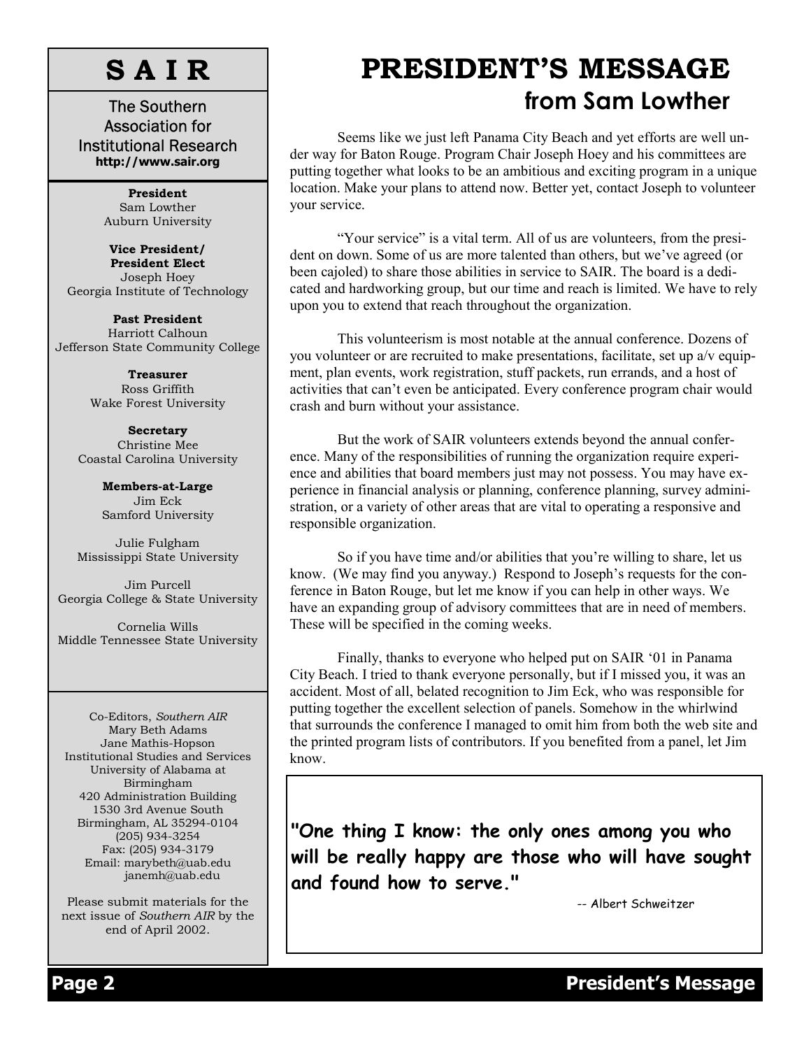# S A I R

The Southern Association for Institutional Research
**http://www.sair.org**

**President**
Sam Lowther
Auburn University

**Vice President/ President Elect**
Joseph Hoey
Georgia Institute of Technology

**Past President**
Harriott Calhoun
Jefferson State Community College

**Treasurer**
Ross Griffith
Wake Forest University

**Secretary**
Christine Mee
Coastal Carolina University

**Members-at-Large**
Jim Eck
Samford University

Julie Fulgham
Mississippi State University

Jim Purcell
Georgia College & State University

Cornelia Wills
Middle Tennessee State University

Co-Editors, *Southern AIR*
Mary Beth Adams
Jane Mathis-Hopson
Institutional Studies and Services
University of Alabama at Birmingham
420 Administration Building
1530 3rd Avenue South
Birmingham, AL 35294-0104
(205) 934-3254
Fax: (205) 934-3179
Email: marybeth@uab.edu
janemh@uab.edu

Please submit materials for the next issue of *Southern AIR* by the end of April 2002.

# PRESIDENT'S MESSAGE
## from Sam Lowther

Seems like we just left Panama City Beach and yet efforts are well under way for Baton Rouge. Program Chair Joseph Hoey and his committees are putting together what looks to be an ambitious and exciting program in a unique location. Make your plans to attend now. Better yet, contact Joseph to volunteer your service.

"Your service" is a vital term. All of us are volunteers, from the president on down. Some of us are more talented than others, but we've agreed (or been cajoled) to share those abilities in service to SAIR. The board is a dedicated and hardworking group, but our time and reach is limited. We have to rely upon you to extend that reach throughout the organization.

This volunteerism is most notable at the annual conference. Dozens of you volunteer or are recruited to make presentations, facilitate, set up a/v equipment, plan events, work registration, stuff packets, run errands, and a host of activities that can't even be anticipated. Every conference program chair would crash and burn without your assistance.

But the work of SAIR volunteers extends beyond the annual conference. Many of the responsibilities of running the organization require experience and abilities that board members just may not possess. You may have experience in financial analysis or planning, conference planning, survey administration, or a variety of other areas that are vital to operating a responsive and responsible organization.

So if you have time and/or abilities that you're willing to share, let us know. (We may find you anyway.) Respond to Joseph's requests for the conference in Baton Rouge, but let me know if you can help in other ways. We have an expanding group of advisory committees that are in need of members. These will be specified in the coming weeks.

Finally, thanks to everyone who helped put on SAIR '01 in Panama City Beach. I tried to thank everyone personally, but if I missed you, it was an accident. Most of all, belated recognition to Jim Eck, who was responsible for putting together the excellent selection of panels. Somehow in the whirlwind that surrounds the conference I managed to omit him from both the web site and the printed program lists of contributors. If you benefited from a panel, let Jim know.

**"One thing I know: the only ones among you who will be really happy are those who will have sought and found how to serve."**

-- Albert Schweitzer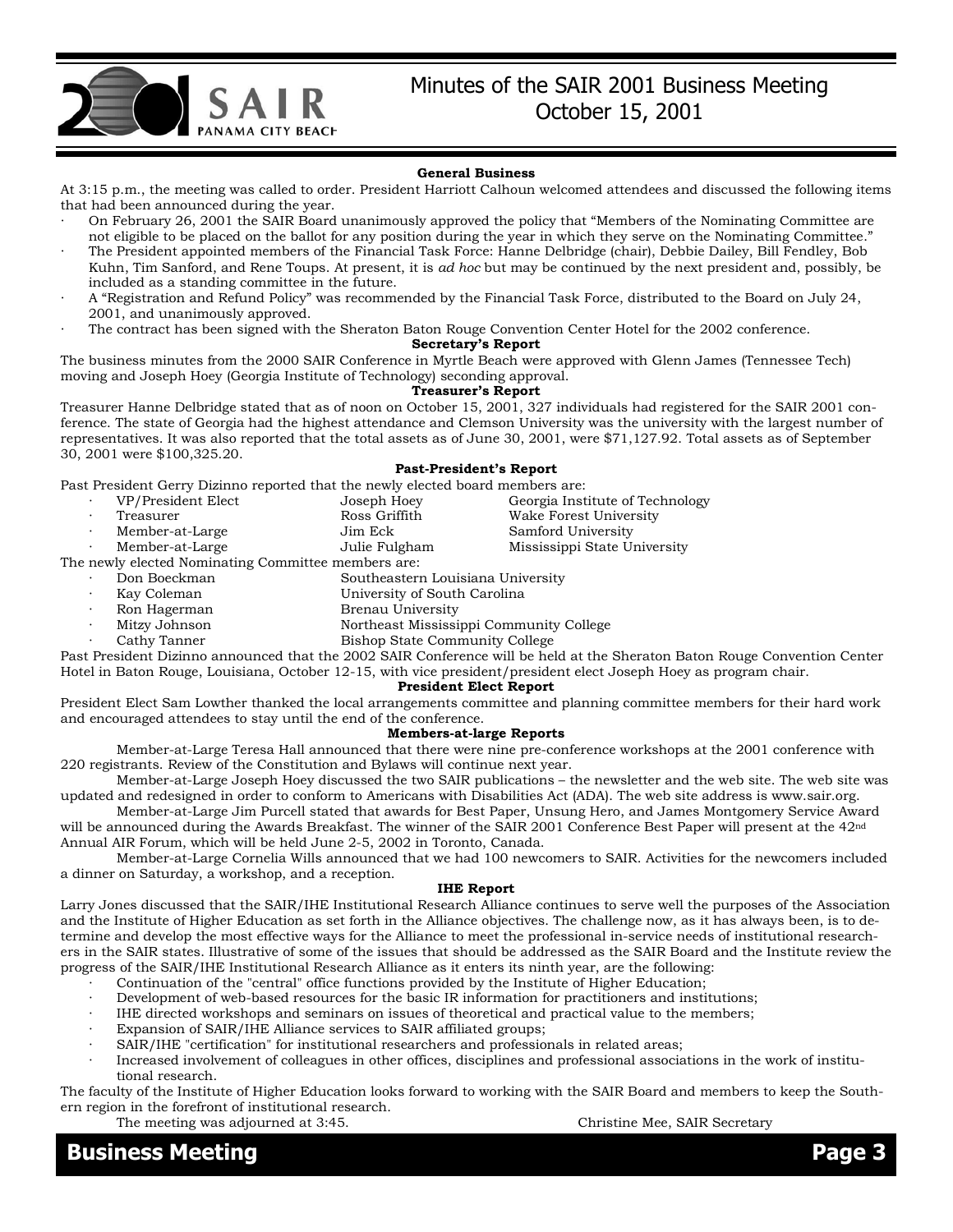# Minutes of the SAIR 2001 Business Meeting October 15, 2001

## General Business

At 3:15 p.m., the meeting was called to order. President Harriott Calhoun welcomed attendees and discussed the following items that had been announced during the year.

- On February 26, 2001 the SAIR Board unanimously approved the policy that "Members of the Nominating Committee are not eligible to be placed on the ballot for any position during the year in which they serve on the Nominating Committee."
- The President appointed members of the Financial Task Force: Hanne Delbridge (chair), Debbie Dailey, Bill Fendley, Bob Kuhn, Tim Sanford, and Rene Toups. At present, it is *ad hoc* but may be continued by the next president and, possibly, be included as a standing committee in the future.
- A "Registration and Refund Policy" was recommended by the Financial Task Force, distributed to the Board on July 24, 2001, and unanimously approved.
- The contract has been signed with the Sheraton Baton Rouge Convention Center Hotel for the 2002 conference.

## Secretary's Report

The business minutes from the 2000 SAIR Conference in Myrtle Beach were approved with Glenn James (Tennessee Tech) moving and Joseph Hoey (Georgia Institute of Technology) seconding approval.

## Treasurer's Report

Treasurer Hanne Delbridge stated that as of noon on October 15, 2001, 327 individuals had registered for the SAIR 2001 conference. The state of Georgia had the highest attendance and Clemson University was the university with the largest number of representatives. It was also reported that the total assets as of June 30, 2001, were $71,127.92. Total assets as of September 30, 2001 were $100,325.20.

## Past-President's Report

Past President Gerry Dizinno reported that the newly elected board members are:

| Position | Name | Institution |
|---|---|---|
| VP/President Elect | Joseph Hoey | Georgia Institute of Technology |
| Treasurer | Ross Griffith | Wake Forest University |
| Member-at-Large | Jim Eck | Samford University |
| Member-at-Large | Julie Fulgham | Mississippi State University |

The newly elected Nominating Committee members are:

| Name | Institution |
|---|---|
| Don Boeckman | Southeastern Louisiana University |
| Kay Coleman | University of South Carolina |
| Ron Hagerman | Brenau University |
| Mitzy Johnson | Northeast Mississippi Community College |
| Cathy Tanner | Bishop State Community College |

Past President Dizinno announced that the 2002 SAIR Conference will be held at the Sheraton Baton Rouge Convention Center Hotel in Baton Rouge, Louisiana, October 12-15, with vice president/president elect Joseph Hoey as program chair.

## President Elect Report

President Elect Sam Lowther thanked the local arrangements committee and planning committee members for their hard work and encouraged attendees to stay until the end of the conference.

## Members-at-large Reports

Member-at-Large Teresa Hall announced that there were nine pre-conference workshops at the 2001 conference with 220 registrants. Review of the Constitution and Bylaws will continue next year.

Member-at-Large Joseph Hoey discussed the two SAIR publications – the newsletter and the web site. The web site was updated and redesigned in order to conform to Americans with Disabilities Act (ADA). The web site address is www.sair.org.

Member-at-Large Jim Purcell stated that awards for Best Paper, Unsung Hero, and James Montgomery Service Award will be announced during the Awards Breakfast. The winner of the SAIR 2001 Conference Best Paper will present at the 42nd Annual AIR Forum, which will be held June 2-5, 2002 in Toronto, Canada.

Member-at-Large Cornelia Wills announced that we had 100 newcomers to SAIR. Activities for the newcomers included a dinner on Saturday, a workshop, and a reception.

## IHE Report

Larry Jones discussed that the SAIR/IHE Institutional Research Alliance continues to serve well the purposes of the Association and the Institute of Higher Education as set forth in the Alliance objectives. The challenge now, as it has always been, is to determine and develop the most effective ways for the Alliance to meet the professional in-service needs of institutional researchers in the SAIR states. Illustrative of some of the issues that should be addressed as the SAIR Board and the Institute review the progress of the SAIR/IHE Institutional Research Alliance as it enters its ninth year, are the following:

- Continuation of the "central" office functions provided by the Institute of Higher Education;
- Development of web-based resources for the basic IR information for practitioners and institutions;
- IHE directed workshops and seminars on issues of theoretical and practical value to the members;
- Expansion of SAIR/IHE Alliance services to SAIR affiliated groups;
- SAIR/IHE "certification" for institutional researchers and professionals in related areas;
- Increased involvement of colleagues in other offices, disciplines and professional associations in the work of institutional research.

The faculty of the Institute of Higher Education looks forward to working with the SAIR Board and members to keep the Southern region in the forefront of institutional research.

The meeting was adjourned at 3:45.

Christine Mee, SAIR Secretary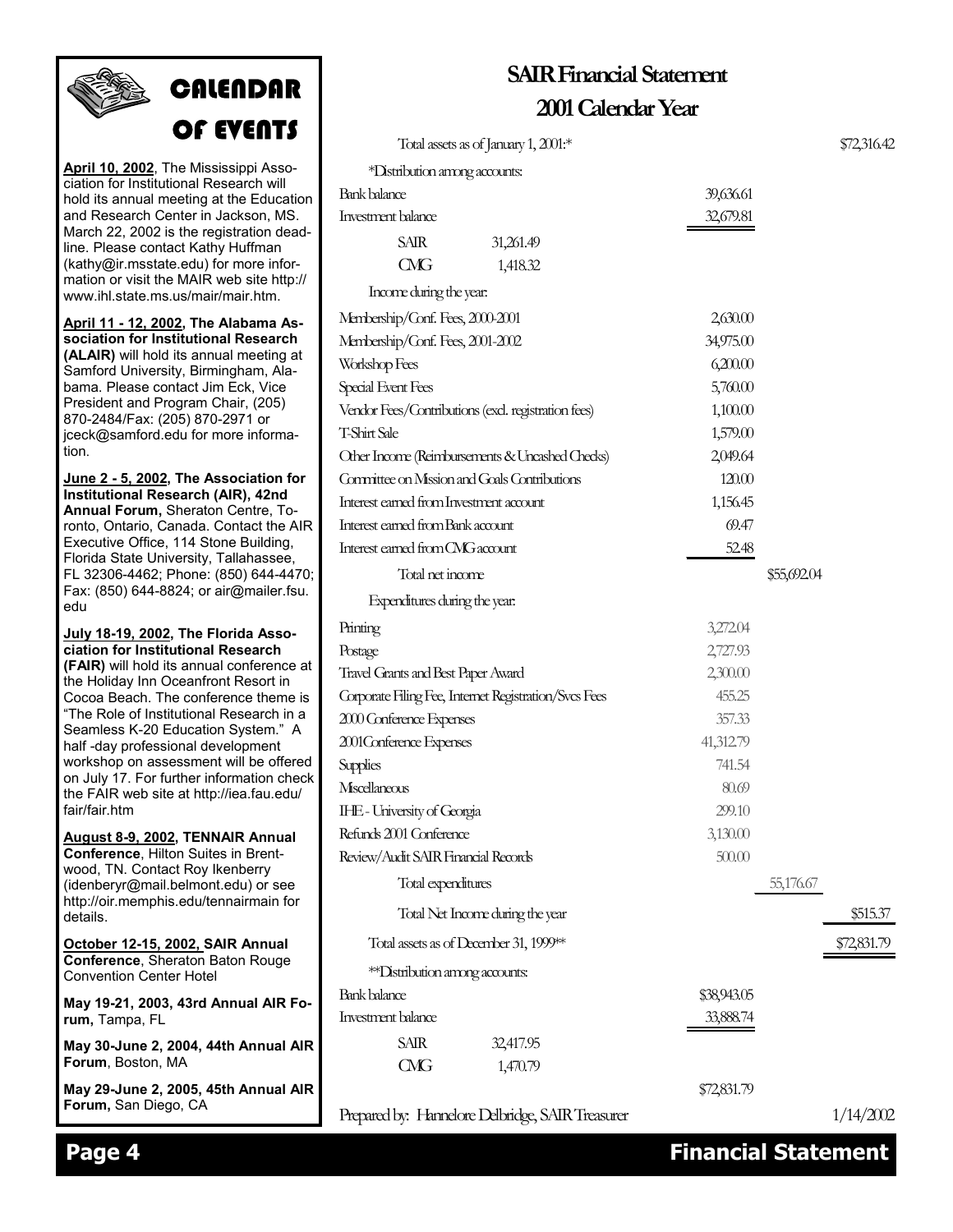# Calendar of Events

**April 10, 2002**, The Mississippi Association for Institutional Research will hold its annual meeting at the Education and Research Center in Jackson, MS. March 22, 2002 is the registration deadline. Please contact Kathy Huffman (kathy@ir.msstate.edu) for more information or visit the MAIR web site http://www.ihl.state.ms.us/mair/mair.htm.

**April 11 - 12, 2002, The Alabama Association for Institutional Research (ALAIR)** will hold its annual meeting at Samford University, Birmingham, Alabama. Please contact Jim Eck, Vice President and Program Chair, (205) 870-2484/Fax: (205) 870-2971 or jceck@samford.edu for more information.

**June 2 - 5, 2002, The Association for Institutional Research (AIR), 42nd Annual Forum,** Sheraton Centre, Toronto, Ontario, Canada. Contact the AIR Executive Office, 114 Stone Building, Florida State University, Tallahassee, FL 32306-4462; Phone: (850) 644-4470; Fax: (850) 644-8824; or air@mailer.fsu.edu

**July 18-19, 2002, The Florida Association for Institutional Research (FAIR)** will hold its annual conference at the Holiday Inn Oceanfront Resort in Cocoa Beach. The conference theme is "The Role of Institutional Research in a Seamless K-20 Education System." A half -day professional development workshop on assessment will be offered on July 17. For further information check the FAIR web site at http://iea.fau.edu/fair/fair.htm

**August 8-9, 2002, TENNAIR Annual Conference**, Hilton Suites in Brentwood, TN. Contact Roy Ikenberry (idenberyr@mail.belmont.edu) or see http://oir.memphis.edu/tennairmain for details.

**October 12-15, 2002, SAIR Annual Conference**, Sheraton Baton Rouge Convention Center Hotel

**May 19-21, 2003, 43rd Annual AIR Forum,** Tampa, FL

**May 30-June 2, 2004, 44th Annual AIR Forum**, Boston, MA

**May 29-June 2, 2005, 45th Annual AIR Forum,** San Diego, CA

# SAIR Financial Statement
## 2001 Calendar Year

| | | | | |
|---|---|---|---|---|
| Total assets as of January 1, 2001:* | | | | $72,316.42 |
| *Distribution among accounts: | | | | |
| Bank balance | | 39,636.61 | | |
| Investment balance | | 32,679.81 | | |
| SAIR | 31,261.49 | | | |
| CMG | 1,418.32 | | | |
| Income during the year: | | | | |
| Membership/Conf. Fees, 2000-2001 | | 2,630.00 | | |
| Membership/Conf. Fees, 2001-2002 | | 34,975.00 | | |
| Workshop Fees | | 6,200.00 | | |
| Special Event Fees | | 5,760.00 | | |
| Vendor Fees/Contributions (excl. registration fees) | | 1,100.00 | | |
| T-Shirt Sale | | 1,579.00 | | |
| Other Income (Reimbursements & Uncashed Checks) | | 2,049.64 | | |
| Committee on Mission and Goals Contributions | | 120.00 | | |
| Interest earned from Investment account | | 1,156.45 | | |
| Interest earned from Bank account | | 69.47 | | |
| Interest earned from CMG account | | 52.48 | | |
| Total net income | | | $55,692.04 | |
| Expenditures during the year: | | | | |
| Printing | | 3,272.04 | | |
| Postage | | 2,727.93 | | |
| Travel Grants and Best Paper Award | | 2,300.00 | | |
| Corporate Filing Fee, Internet Registration/Svcs Fees | | 455.25 | | |
| 2000 Conference Expenses | | 357.33 | | |
| 2001Conference Expenses | | 41,312.79 | | |
| Supplies | | 741.54 | | |
| Miscellaneous | | 80.69 | | |
| IHE - University of Georgia | | 299.10 | | |
| Refunds 2001 Conference | | 3,130.00 | | |
| Review/Audit SAIR Financial Records | | 500.00 | | |
| Total expenditures | | | 55,176.67 | |
| Total Net Income during the year | | | | $515.37 |
| Total assets as of December 31, 1999** | | | | $72,831.79 |
| **Distribution among accounts: | | | | |
| Bank balance | | $38,943.05 | | |
| Investment balance | | 33,888.74 | | |
| SAIR | 32,417.95 | | | |
| CMG | 1,470.79 | | | |
| | | $72,831.79 | | |

Prepared by: Hannelore Delbridge, SAIR Treasurer 1/14/2002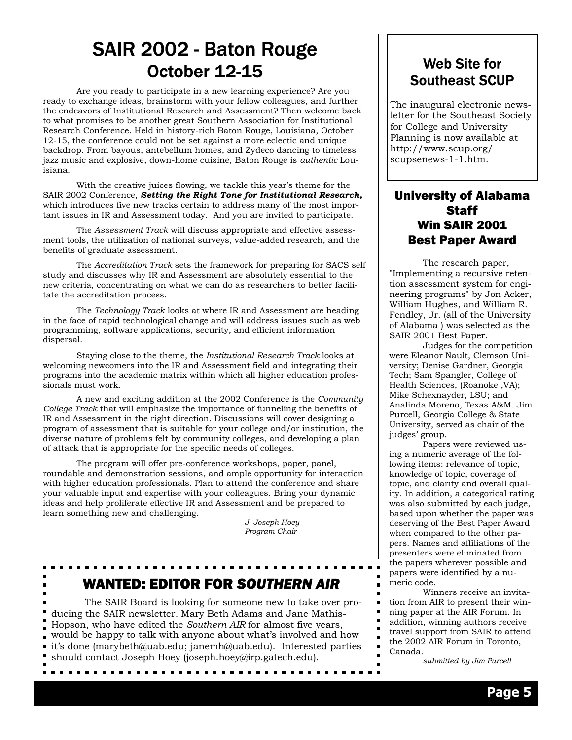# SAIR 2002 - Baton Rouge
## October 12-15

Are you ready to participate in a new learning experience? Are you ready to exchange ideas, brainstorm with your fellow colleagues, and further the endeavors of Institutional Research and Assessment? Then welcome back to what promises to be another great Southern Association for Institutional Research Conference. Held in history-rich Baton Rouge, Louisiana, October 12-15, the conference could not be set against a more eclectic and unique backdrop. From bayous, antebellum homes, and Zydeco dancing to timeless jazz music and explosive, down-home cuisine, Baton Rouge is *authentic* Louisiana.

With the creative juices flowing, we tackle this year's theme for the SAIR 2002 Conference, ***Setting the Right Tone for Institutional Research,*** which introduces five new tracks certain to address many of the most important issues in IR and Assessment today. And you are invited to participate.

The *Assessment Track* will discuss appropriate and effective assessment tools, the utilization of national surveys, value-added research, and the benefits of graduate assessment.

The *Accreditation Track* sets the framework for preparing for SACS self study and discusses why IR and Assessment are absolutely essential to the new criteria, concentrating on what we can do as researchers to better facilitate the accreditation process.

The *Technology Track* looks at where IR and Assessment are heading in the face of rapid technological change and will address issues such as web programming, software applications, security, and efficient information dispersal.

Staying close to the theme, the *Institutional Research Track* looks at welcoming newcomers into the IR and Assessment field and integrating their programs into the academic matrix within which all higher education professionals must work.

A new and exciting addition at the 2002 Conference is the *Community College Track* that will emphasize the importance of funneling the benefits of IR and Assessment in the right direction. Discussions will cover designing a program of assessment that is suitable for your college and/or institution, the diverse nature of problems felt by community colleges, and developing a plan of attack that is appropriate for the specific needs of colleges.

The program will offer pre-conference workshops, paper, panel, roundable and demonstration sessions, and ample opportunity for interaction with higher education professionals. Plan to attend the conference and share your valuable input and expertise with your colleagues. Bring your dynamic ideas and help proliferate effective IR and Assessment and be prepared to learn something new and challenging.

*J. Joseph Hoey*
*Program Chair*

## WANTED: EDITOR FOR *SOUTHERN AIR*

The SAIR Board is looking for someone new to take over producing the SAIR newsletter. Mary Beth Adams and Jane Mathis-Hopson, who have edited the *Southern AIR* for almost five years, would be happy to talk with anyone about what's involved and how it's done (marybeth@uab.edu; janemh@uab.edu). Interested parties should contact Joseph Hoey (joseph.hoey@irp.gatech.edu).

## Web Site for Southeast SCUP

The inaugural electronic newsletter for the Southeast Society for College and University Planning is now available at http://www.scup.org/scupsenews-1-1.htm.

## University of Alabama Staff Win SAIR 2001 Best Paper Award

The research paper, "Implementing a recursive retention assessment system for engineering programs" by Jon Acker, William Hughes, and William R. Fendley, Jr. (all of the University of Alabama ) was selected as the SAIR 2001 Best Paper.

Judges for the competition were Eleanor Nault, Clemson University; Denise Gardner, Georgia Tech; Sam Spangler, College of Health Sciences, (Roanoke ,VA); Mike Schexnayder, LSU; and Analinda Moreno, Texas A&M. Jim Purcell, Georgia College & State University, served as chair of the judges' group.

Papers were reviewed using a numeric average of the following items: relevance of topic, knowledge of topic, coverage of topic, and clarity and overall quality. In addition, a categorical rating was also submitted by each judge, based upon whether the paper was deserving of the Best Paper Award when compared to the other papers. Names and affiliations of the presenters were eliminated from the papers wherever possible and papers were identified by a numeric code.

Winners receive an invitation from AIR to present their winning paper at the AIR Forum. In addition, winning authors receive travel support from SAIR to attend the 2002 AIR Forum in Toronto, Canada.

*submitted by Jim Purcell*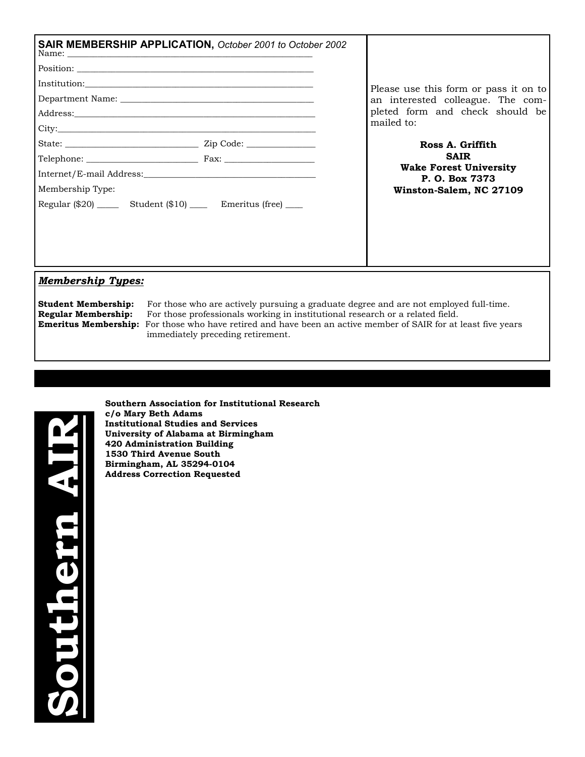## SAIR MEMBERSHIP APPLICATION, *October 2001 to October 2002*

Name: ____________________________________________________

Position: __________________________________________________

Institution:_________________________________________________

Department Name: ___________________________________________

Address:____________________________________________________

City:_______________________________________________________

State: ____________________________ Zip Code: _______________

Telephone: ________________________ Fax: ___________________

Internet/E-mail Address:______________________________________

Membership Type:

Regular ($20) _____ Student ($10) ____ Emeritus (free) ____

Please use this form or pass it on to an interested colleague. The completed form and check should be mailed to:

**Ross A. Griffith**
**SAIR**
**Wake Forest University**
**P. O. Box 7373**
**Winston-Salem, NC 27109**

***Membership Types:***

**Student Membership:** For those who are actively pursuing a graduate degree and are not employed full-time.
**Regular Membership:** For those professionals working in institutional research or a related field.
**Emeritus Membership:** For those who have retired and have been an active member of SAIR for at least five years immediately preceding retirement.

**Southern AIR**

**Southern Association for Institutional Research**
**c/o Mary Beth Adams**
**Institutional Studies and Services**
**University of Alabama at Birmingham**
**420 Administration Building**
**1530 Third Avenue South**
**Birmingham, AL 35294-0104**
**Address Correction Requested**